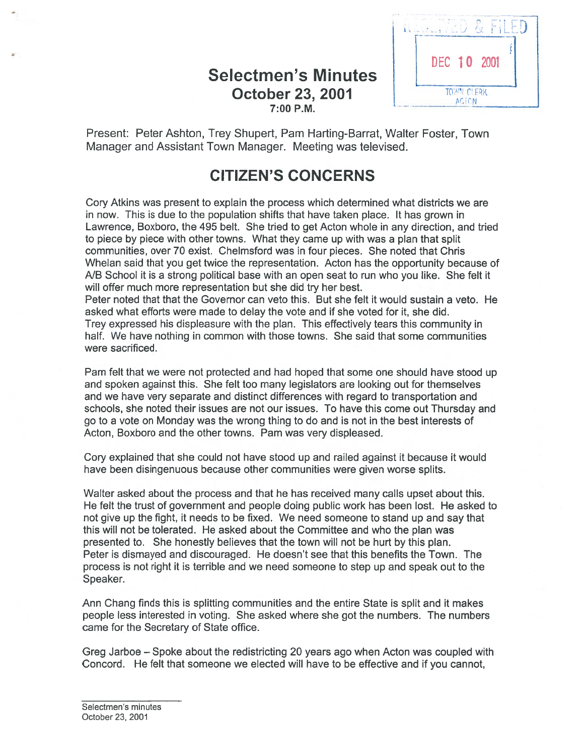RECEIVED & FILED

DEC 10 2001

TOWN CLERK
ACTON

# Selectmen's Minutes
## October 23, 2001
### 7:00 P.M.

Present: Peter Ashton, Trey Shupert, Pam Harting-Barrat, Walter Foster, Town Manager and Assistant Town Manager. Meeting was televised.

## CITIZEN'S CONCERNS

Cory Atkins was present to explain the process which determined what districts we are in now. This is due to the population shifts that have taken place. It has grown in Lawrence, Boxboro, the 495 belt. She tried to get Acton whole in any direction, and tried to piece by piece with other towns. What they came up with was a plan that split communities, over 70 exist. Chelmsford was in four pieces. She noted that Chris Whelan said that you get twice the representation. Acton has the opportunity because of A/B School it is a strong political base with an open seat to run who you like. She felt it will offer much more representation but she did try her best.
Peter noted that that the Governor can veto this. But she felt it would sustain a veto. He asked what efforts were made to delay the vote and if she voted for it, she did.
Trey expressed his displeasure with the plan. This effectively tears this community in half. We have nothing in common with those towns. She said that some communities were sacrificed.

Pam felt that we were not protected and had hoped that some one should have stood up and spoken against this. She felt too many legislators are looking out for themselves and we have very separate and distinct differences with regard to transportation and schools, she noted their issues are not our issues. To have this come out Thursday and go to a vote on Monday was the wrong thing to do and is not in the best interests of Acton, Boxboro and the other towns. Pam was very displeased.

Cory explained that she could not have stood up and railed against it because it would have been disingenuous because other communities were given worse splits.

Walter asked about the process and that he has received many calls upset about this. He felt the trust of government and people doing public work has been lost. He asked to not give up the fight, it needs to be fixed. We need someone to stand up and say that this will not be tolerated. He asked about the Committee and who the plan was presented to. She honestly believes that the town will not be hurt by this plan.
Peter is dismayed and discouraged. He doesn't see that this benefits the Town. The process is not right it is terrible and we need someone to step up and speak out to the Speaker.

Ann Chang finds this is splitting communities and the entire State is split and it makes people less interested in voting. She asked where she got the numbers. The numbers came for the Secretary of State office.

Greg Jarboe – Spoke about the redistricting 20 years ago when Acton was coupled with Concord. He felt that someone we elected will have to be effective and if you cannot,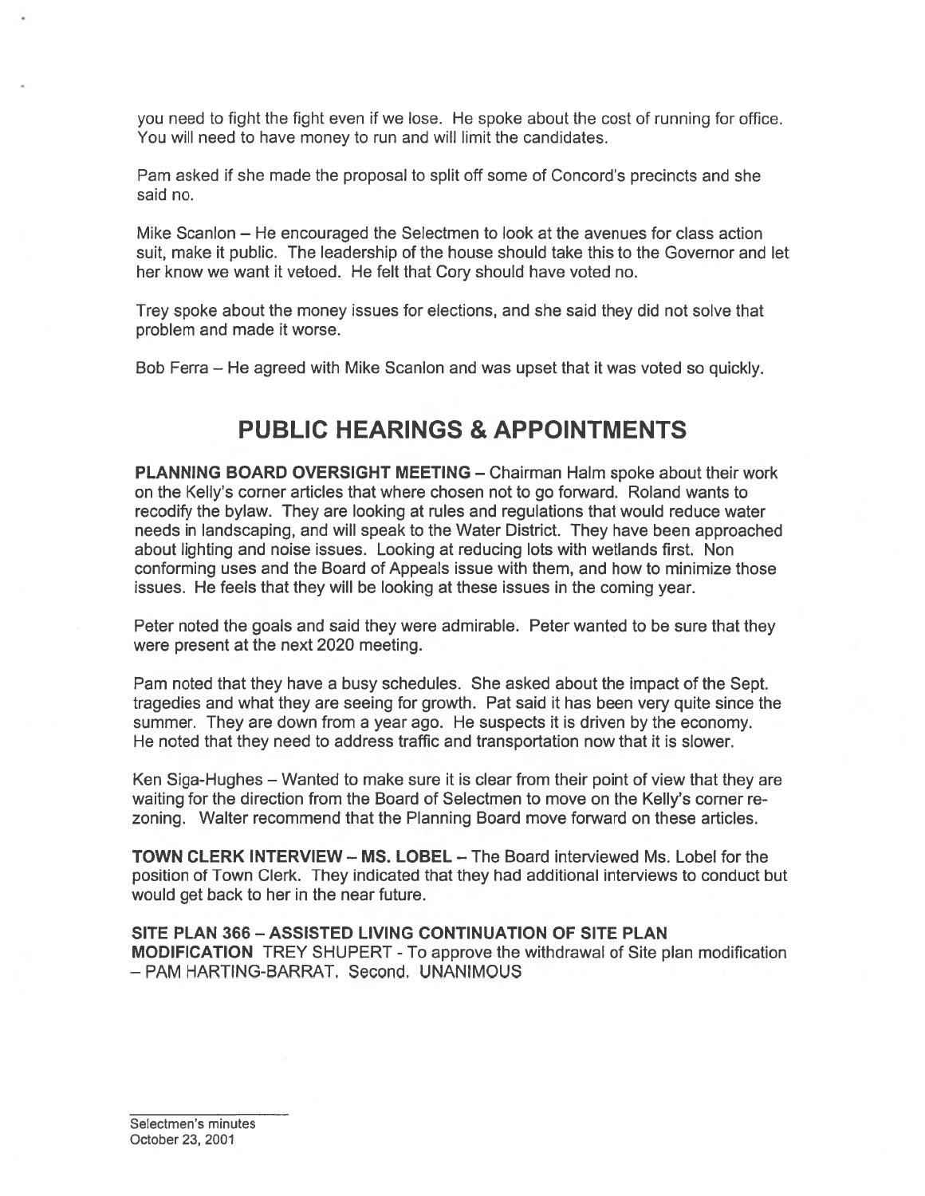you need to fight the fight even if we lose. He spoke about the cost of running for office. You will need to have money to run and will limit the candidates.

Pam asked if she made the proposal to split off some of Concord's precincts and she said no.

Mike Scanlon – He encouraged the Selectmen to look at the avenues for class action suit, make it public. The leadership of the house should take this to the Governor and let her know we want it vetoed. He felt that Cory should have voted no.

Trey spoke about the money issues for elections, and she said they did not solve that problem and made it worse.

Bob Ferra – He agreed with Mike Scanlon and was upset that it was voted so quickly.

# PUBLIC HEARINGS & APPOINTMENTS

**PLANNING BOARD OVERSIGHT MEETING** – Chairman Halm spoke about their work on the Kelly's corner articles that where chosen not to go forward. Roland wants to recodify the bylaw. They are looking at rules and regulations that would reduce water needs in landscaping, and will speak to the Water District. They have been approached about lighting and noise issues. Looking at reducing lots with wetlands first. Non conforming uses and the Board of Appeals issue with them, and how to minimize those issues. He feels that they will be looking at these issues in the coming year.

Peter noted the goals and said they were admirable. Peter wanted to be sure that they were present at the next 2020 meeting.

Pam noted that they have a busy schedules. She asked about the impact of the Sept. tragedies and what they are seeing for growth. Pat said it has been very quite since the summer. They are down from a year ago. He suspects it is driven by the economy. He noted that they need to address traffic and transportation now that it is slower.

Ken Siga-Hughes – Wanted to make sure it is clear from their point of view that they are waiting for the direction from the Board of Selectmen to move on the Kelly's corner re-zoning. Walter recommend that the Planning Board move forward on these articles.

**TOWN CLERK INTERVIEW – MS. LOBEL** – The Board interviewed Ms. Lobel for the position of Town Clerk. They indicated that they had additional interviews to conduct but would get back to her in the near future.

**SITE PLAN 366 – ASSISTED LIVING CONTINUATION OF SITE PLAN MODIFICATION** TREY SHUPERT - To approve the withdrawal of Site plan modification – PAM HARTING-BARRAT, Second. UNANIMOUS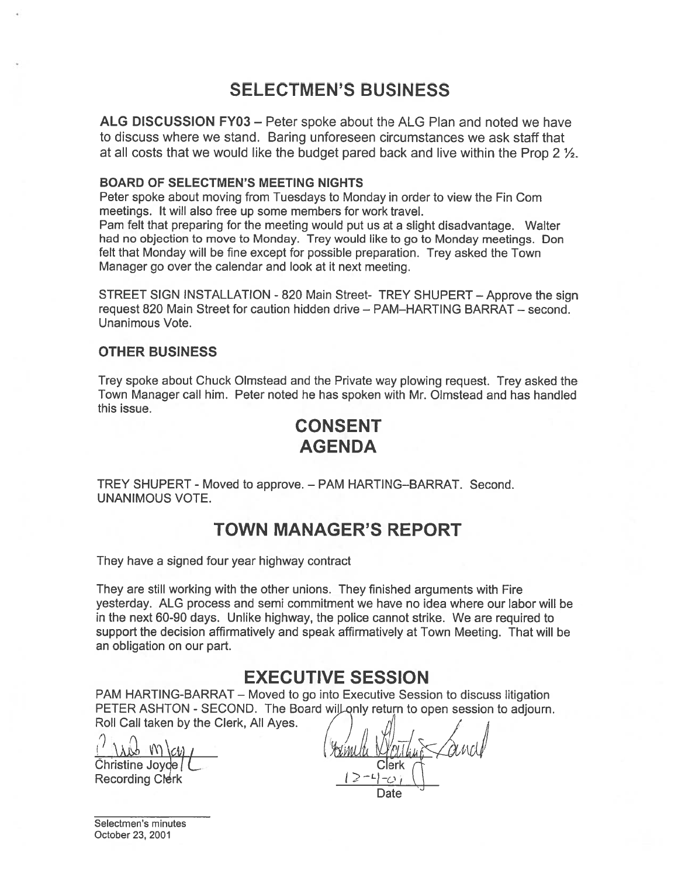# SELECTMEN'S BUSINESS

**ALG DISCUSSION FY03** – Peter spoke about the ALG Plan and noted we have to discuss where we stand. Baring unforeseen circumstances we ask staff that at all costs that we would like the budget pared back and live within the Prop 2 ½.

### BOARD OF SELECTMEN'S MEETING NIGHTS

Peter spoke about moving from Tuesdays to Monday in order to view the Fin Com meetings. It will also free up some members for work travel.
Pam felt that preparing for the meeting would put us at a slight disadvantage. Walter had no objection to move to Monday. Trey would like to go to Monday meetings. Don felt that Monday will be fine except for possible preparation. Trey asked the Town Manager go over the calendar and look at it next meeting.

STREET SIGN INSTALLATION - 820 Main Street- TREY SHUPERT – Approve the sign request 820 Main Street for caution hidden drive – PAM–HARTING BARRAT – second. Unanimous Vote.

### OTHER BUSINESS

Trey spoke about Chuck Olmstead and the Private way plowing request. Trey asked the Town Manager call him. Peter noted he has spoken with Mr. Olmstead and has handled this issue.

# CONSENT AGENDA

TREY SHUPERT - Moved to approve. – PAM HARTING–BARRAT. Second. UNANIMOUS VOTE.

# TOWN MANAGER'S REPORT

They have a signed four year highway contract

They are still working with the other unions. They finished arguments with Fire yesterday. ALG process and semi commitment we have no idea where our labor will be in the next 60-90 days. Unlike highway, the police cannot strike. We are required to support the decision affirmatively and speak affirmatively at Town Meeting. That will be an obligation on our part.

# EXECUTIVE SESSION

PAM HARTING-BARRAT – Moved to go into Executive Session to discuss litigation PETER ASHTON - SECOND. The Board will only return to open session to adjourn. Roll Call taken by the Clerk, All Ayes.

Christine Joyce
Recording Clerk

Clerk
12-4-01
Date

Selectmen's minutes
October 23, 2001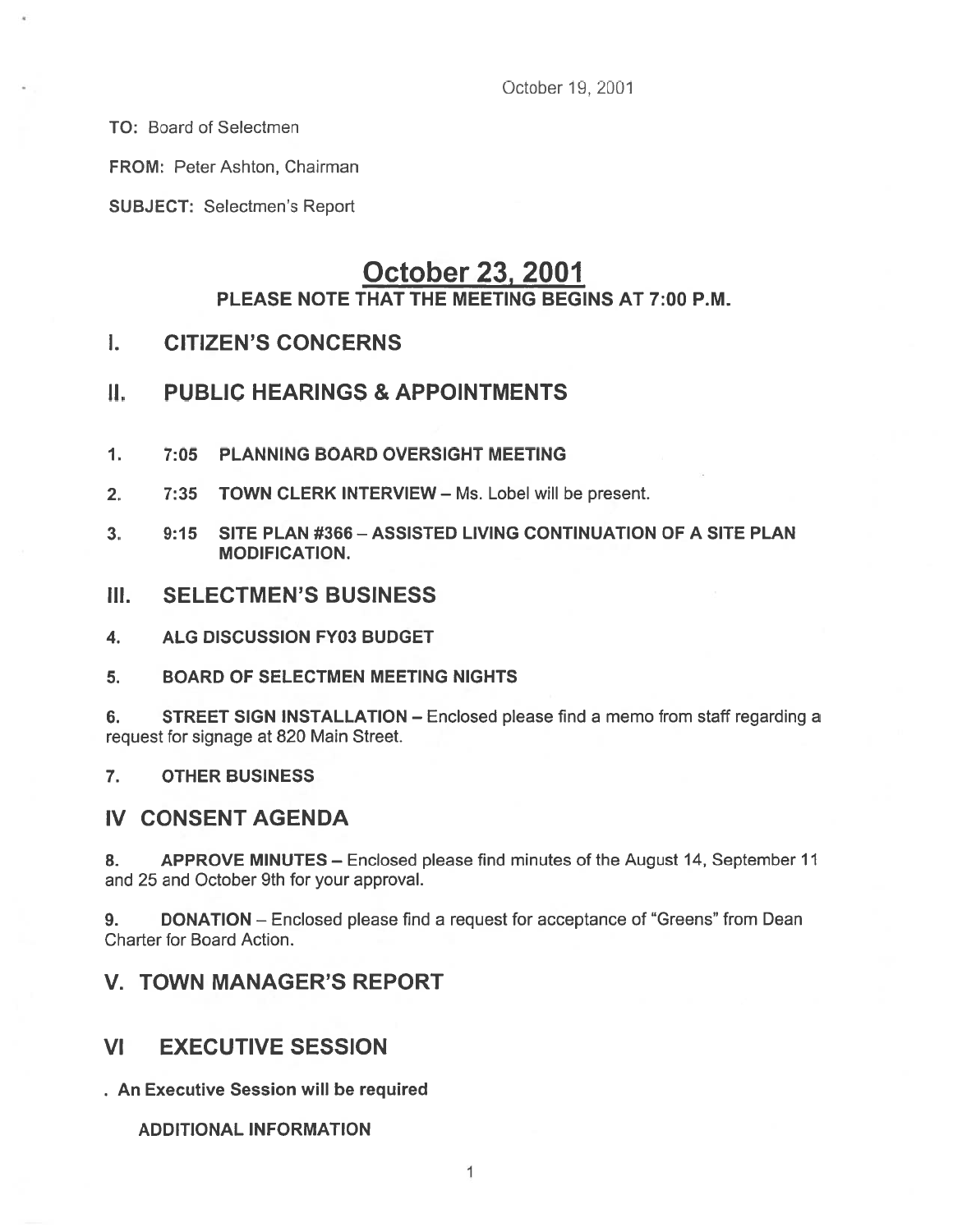October 19, 2001

**TO:** Board of Selectmen

**FROM:** Peter Ashton, Chairman

**SUBJECT:** Selectmen's Report

# October 23, 2001

**PLEASE NOTE THAT THE MEETING BEGINS AT 7:00 P.M.**

## I. CITIZEN'S CONCERNS

## II. PUBLIC HEARINGS & APPOINTMENTS

1. **7:05 PLANNING BOARD OVERSIGHT MEETING**

2. **7:35 TOWN CLERK INTERVIEW** – Ms. Lobel will be present.

3. **9:15 SITE PLAN #366 – ASSISTED LIVING CONTINUATION OF A SITE PLAN MODIFICATION.**

## III. SELECTMEN'S BUSINESS

4. **ALG DISCUSSION FY03 BUDGET**

5. **BOARD OF SELECTMEN MEETING NIGHTS**

6. **STREET SIGN INSTALLATION** – Enclosed please find a memo from staff regarding a request for signage at 820 Main Street.

7. **OTHER BUSINESS**

## IV CONSENT AGENDA

8. **APPROVE MINUTES** – Enclosed please find minutes of the August 14, September 11 and 25 and October 9th for your approval.

9. **DONATION** – Enclosed please find a request for acceptance of "Greens" from Dean Charter for Board Action.

## V. TOWN MANAGER'S REPORT

## VI EXECUTIVE SESSION

**. An Executive Session will be required**

**ADDITIONAL INFORMATION**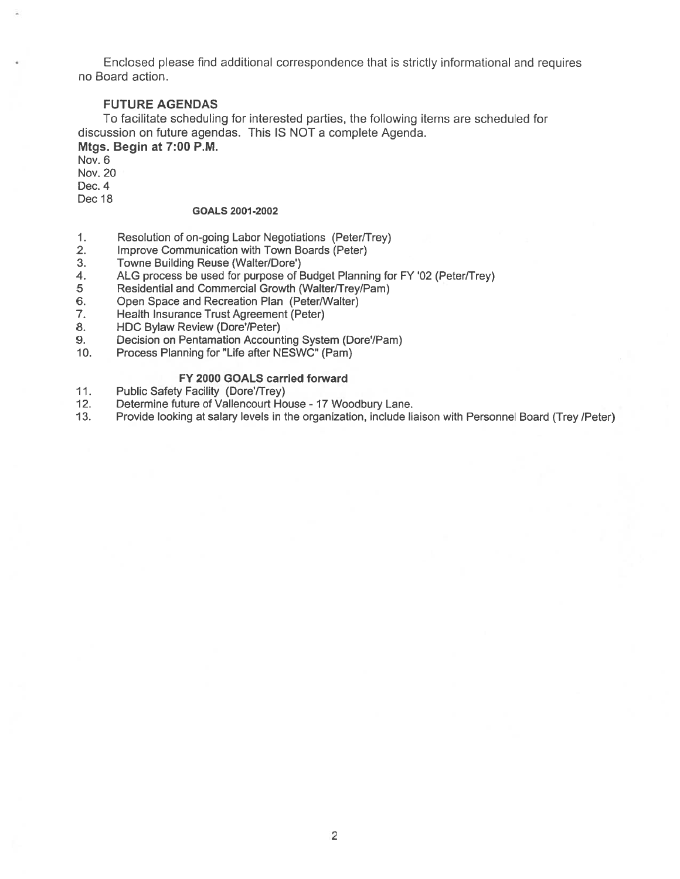Enclosed please find additional correspondence that is strictly informational and requires no Board action.

## FUTURE AGENDAS

To facilitate scheduling for interested parties, the following items are scheduled for discussion on future agendas. This IS NOT a complete Agenda.

**Mtgs. Begin at 7:00 P.M.**

Nov. 6
Nov. 20
Dec. 4
Dec 18

### GOALS 2001-2002

1. Resolution of on-going Labor Negotiations (Peter/Trey)
2. Improve Communication with Town Boards (Peter)
3. Towne Building Reuse (Walter/Dore')
4. ALG process be used for purpose of Budget Planning for FY '02 (Peter/Trey)
5. Residential and Commercial Growth (Walter/Trey/Pam)
6. Open Space and Recreation Plan (Peter/Walter)
7. Health Insurance Trust Agreement (Peter)
8. HDC Bylaw Review (Dore'/Peter)
9. Decision on Pentamation Accounting System (Dore'/Pam)
10. Process Planning for "Life after NESWC" (Pam)

### FY 2000 GOALS carried forward

11. Public Safety Facility (Dore'/Trey)
12. Determine future of Vallencourt House - 17 Woodbury Lane.
13. Provide looking at salary levels in the organization, include liaison with Personnel Board (Trey /Peter)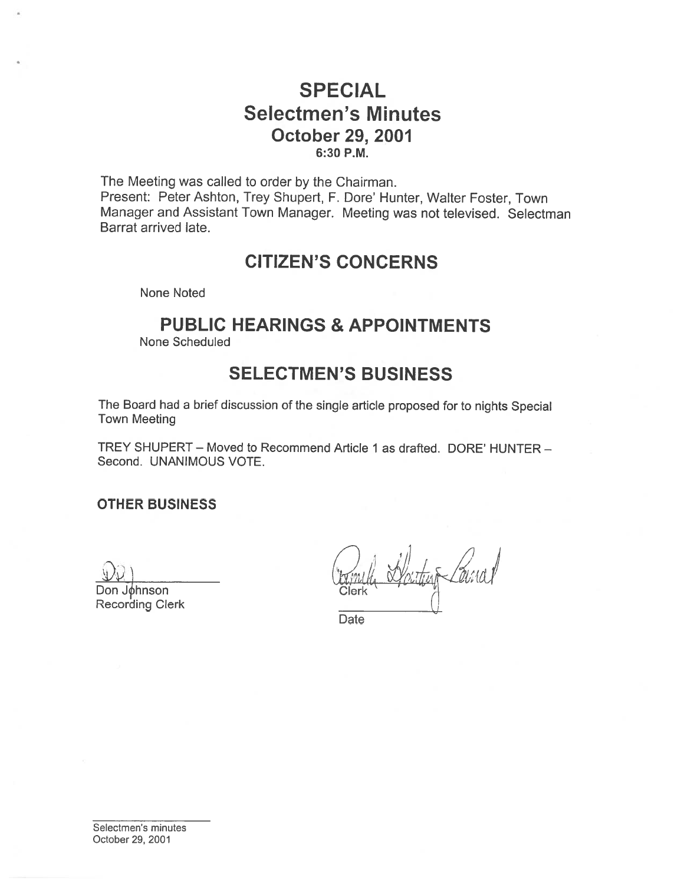# SPECIAL
## Selectmen's Minutes
### October 29, 2001
6:30 P.M.

The Meeting was called to order by the Chairman.
Present: Peter Ashton, Trey Shupert, F. Dore' Hunter, Walter Foster, Town Manager and Assistant Town Manager. Meeting was not televised. Selectman Barrat arrived late.

## CITIZEN'S CONCERNS

None Noted

## PUBLIC HEARINGS & APPOINTMENTS

None Scheduled

## SELECTMEN'S BUSINESS

The Board had a brief discussion of the single article proposed for to nights Special Town Meeting

TREY SHUPERT – Moved to Recommend Article 1 as drafted. DORE' HUNTER – Second. UNANIMOUS VOTE.

**OTHER BUSINESS**

Don Johnson
Recording Clerk

Clerk

Date

Selectmen's minutes
October 29, 2001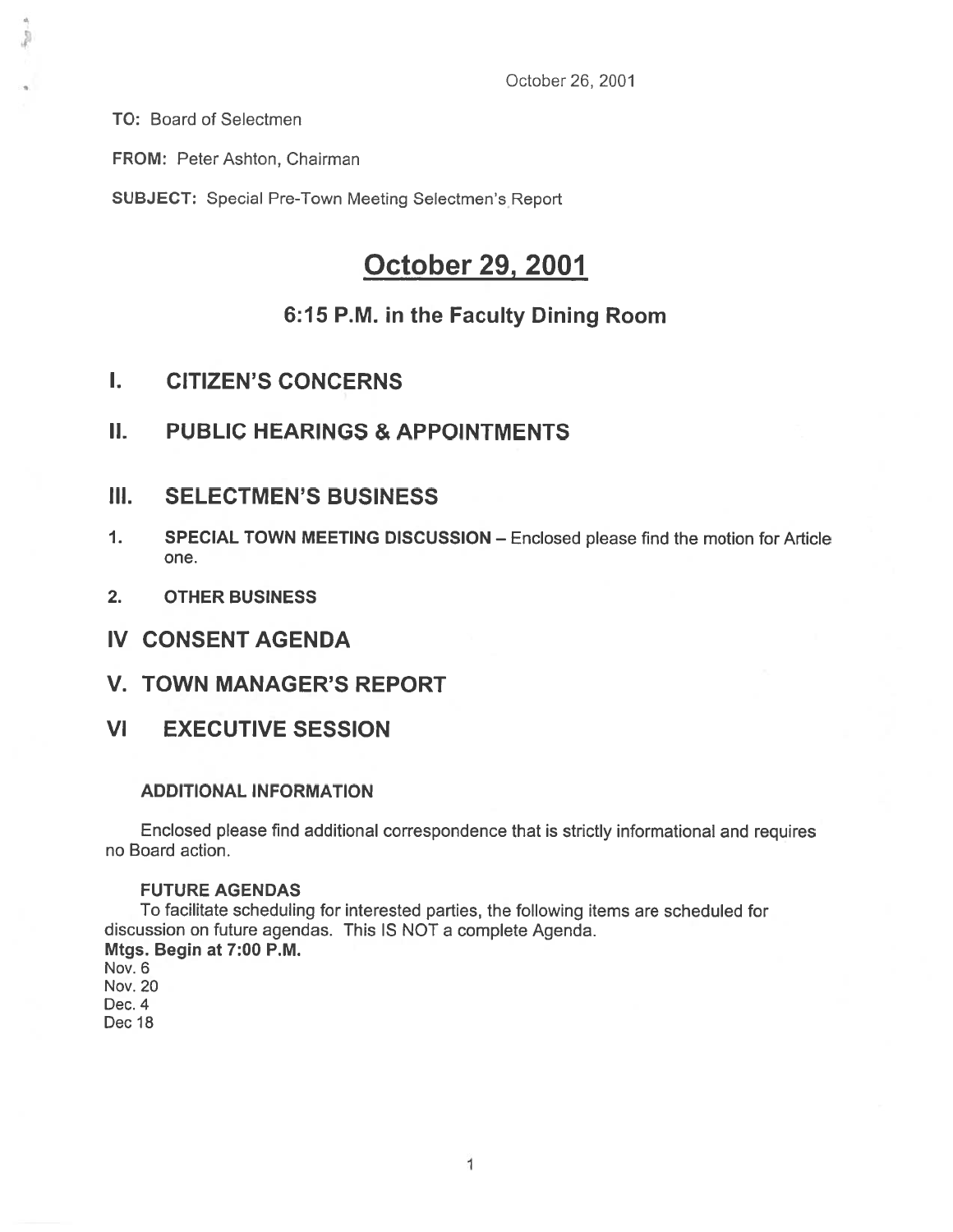October 26, 2001

**TO:** Board of Selectmen

**FROM:** Peter Ashton, Chairman

**SUBJECT:** Special Pre-Town Meeting Selectmen's Report

# October 29, 2001

## 6:15 P.M. in the Faculty Dining Room

## I. CITIZEN'S CONCERNS

## II. PUBLIC HEARINGS & APPOINTMENTS

## III. SELECTMEN'S BUSINESS

1. **SPECIAL TOWN MEETING DISCUSSION** – Enclosed please find the motion for Article one.

2. **OTHER BUSINESS**

## IV CONSENT AGENDA

## V. TOWN MANAGER'S REPORT

## VI EXECUTIVE SESSION

### ADDITIONAL INFORMATION

Enclosed please find additional correspondence that is strictly informational and requires no Board action.

### FUTURE AGENDAS

To facilitate scheduling for interested parties, the following items are scheduled for discussion on future agendas. This IS NOT a complete Agenda.

**Mtgs. Begin at 7:00 P.M.**

Nov. 6
Nov. 20
Dec. 4
Dec 18